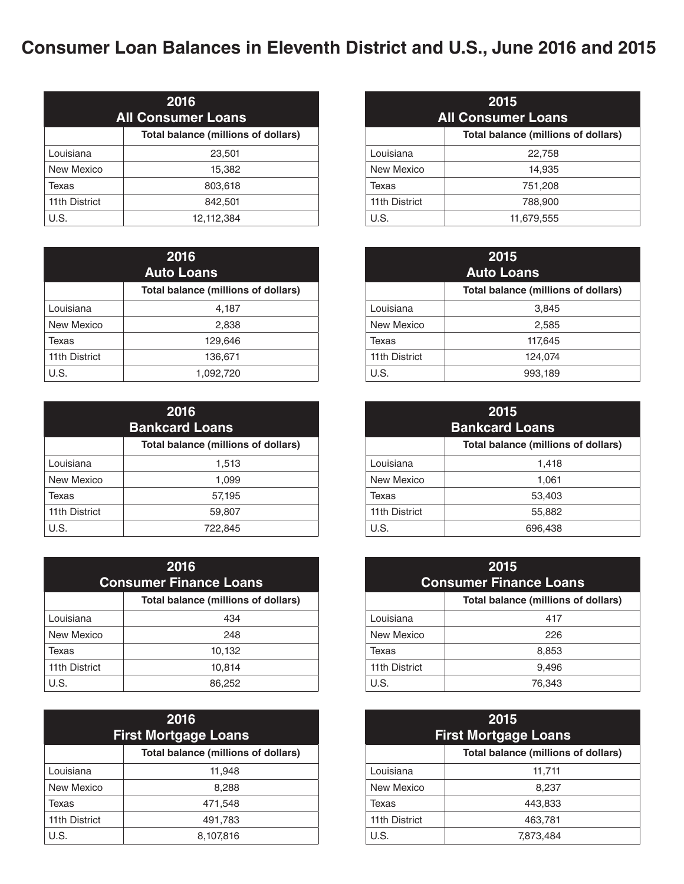# Consumer Loan Balances in Eleventh District and U.S., June 2016 and 2015

| 2016 All Consumer Loans | |
|---|---|
| | Total balance (millions of dollars) |
| Louisiana | 23,501 |
| New Mexico | 15,382 |
| Texas | 803,618 |
| 11th District | 842,501 |
| U.S. | 12,112,384 |

| 2015 All Consumer Loans | |
|---|---|
| | Total balance (millions of dollars) |
| Louisiana | 22,758 |
| New Mexico | 14,935 |
| Texas | 751,208 |
| 11th District | 788,900 |
| U.S. | 11,679,555 |

| 2016 Auto Loans | |
|---|---|
| | Total balance (millions of dollars) |
| Louisiana | 4,187 |
| New Mexico | 2,838 |
| Texas | 129,646 |
| 11th District | 136,671 |
| U.S. | 1,092,720 |

| 2015 Auto Loans | |
|---|---|
| | Total balance (millions of dollars) |
| Louisiana | 3,845 |
| New Mexico | 2,585 |
| Texas | 117,645 |
| 11th District | 124,074 |
| U.S. | 993,189 |

| 2016 Bankcard Loans | |
|---|---|
| | Total balance (millions of dollars) |
| Louisiana | 1,513 |
| New Mexico | 1,099 |
| Texas | 57,195 |
| 11th District | 59,807 |
| U.S. | 722,845 |

| 2015 Bankcard Loans | |
|---|---|
| | Total balance (millions of dollars) |
| Louisiana | 1,418 |
| New Mexico | 1,061 |
| Texas | 53,403 |
| 11th District | 55,882 |
| U.S. | 696,438 |

| 2016 Consumer Finance Loans | |
|---|---|
| | Total balance (millions of dollars) |
| Louisiana | 434 |
| New Mexico | 248 |
| Texas | 10,132 |
| 11th District | 10,814 |
| U.S. | 86,252 |

| 2015 Consumer Finance Loans | |
|---|---|
| | Total balance (millions of dollars) |
| Louisiana | 417 |
| New Mexico | 226 |
| Texas | 8,853 |
| 11th District | 9,496 |
| U.S. | 76,343 |

| 2016 First Mortgage Loans | |
|---|---|
| | Total balance (millions of dollars) |
| Louisiana | 11,948 |
| New Mexico | 8,288 |
| Texas | 471,548 |
| 11th District | 491,783 |
| U.S. | 8,107,816 |

| 2015 First Mortgage Loans | |
|---|---|
| | Total balance (millions of dollars) |
| Louisiana | 11,711 |
| New Mexico | 8,237 |
| Texas | 443,833 |
| 11th District | 463,781 |
| U.S. | 7,873,484 |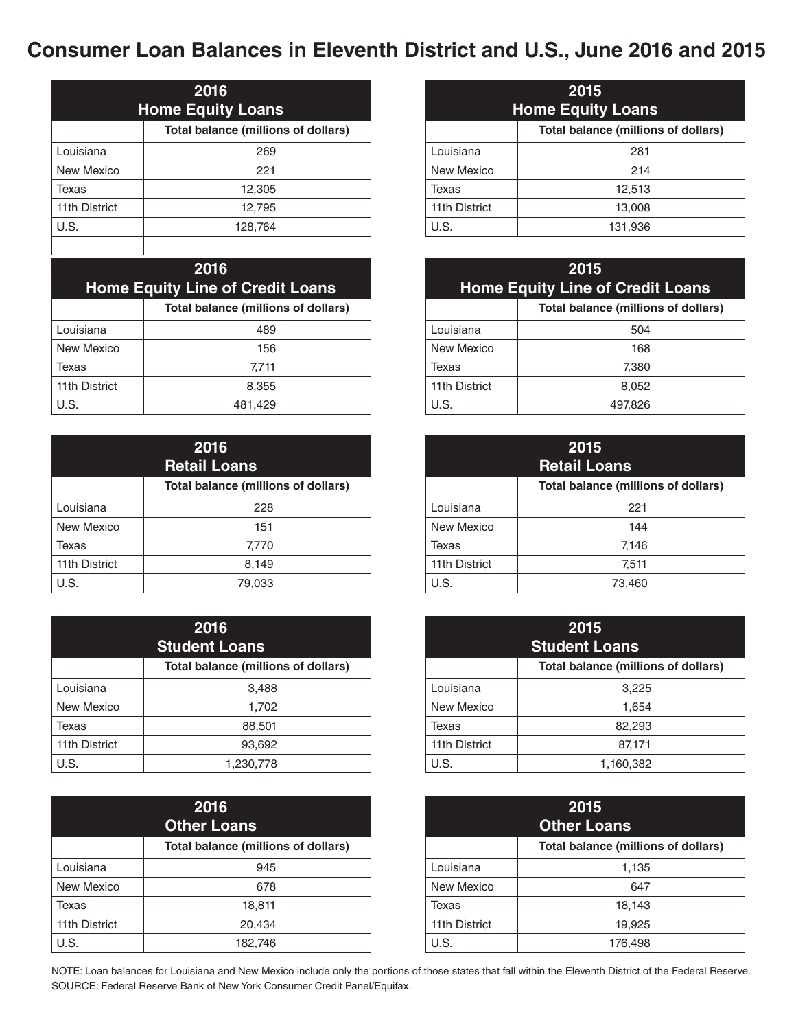# Consumer Loan Balances in Eleventh District and U.S., June 2016 and 2015

**2016 Home Equity Loans**

| | Total balance (millions of dollars) |
|---|---|
| Louisiana | 269 |
| New Mexico | 221 |
| Texas | 12,305 |
| 11th District | 12,795 |
| U.S. | 128,764 |

**2015 Home Equity Loans**

| | Total balance (millions of dollars) |
|---|---|
| Louisiana | 281 |
| New Mexico | 214 |
| Texas | 12,513 |
| 11th District | 13,008 |
| U.S. | 131,936 |

**2016 Home Equity Line of Credit Loans**

| | Total balance (millions of dollars) |
|---|---|
| Louisiana | 489 |
| New Mexico | 156 |
| Texas | 7,711 |
| 11th District | 8,355 |
| U.S. | 481,429 |

**2015 Home Equity Line of Credit Loans**

| | Total balance (millions of dollars) |
|---|---|
| Louisiana | 504 |
| New Mexico | 168 |
| Texas | 7,380 |
| 11th District | 8,052 |
| U.S. | 497,826 |

**2016 Retail Loans**

| | Total balance (millions of dollars) |
|---|---|
| Louisiana | 228 |
| New Mexico | 151 |
| Texas | 7,770 |
| 11th District | 8,149 |
| U.S. | 79,033 |

**2015 Retail Loans**

| | Total balance (millions of dollars) |
|---|---|
| Louisiana | 221 |
| New Mexico | 144 |
| Texas | 7,146 |
| 11th District | 7,511 |
| U.S. | 73,460 |

**2016 Student Loans**

| | Total balance (millions of dollars) |
|---|---|
| Louisiana | 3,488 |
| New Mexico | 1,702 |
| Texas | 88,501 |
| 11th District | 93,692 |
| U.S. | 1,230,778 |

**2015 Student Loans**

| | Total balance (millions of dollars) |
|---|---|
| Louisiana | 3,225 |
| New Mexico | 1,654 |
| Texas | 82,293 |
| 11th District | 87,171 |
| U.S. | 1,160,382 |

**2016 Other Loans**

| | Total balance (millions of dollars) |
|---|---|
| Louisiana | 945 |
| New Mexico | 678 |
| Texas | 18,811 |
| 11th District | 20,434 |
| U.S. | 182,746 |

**2015 Other Loans**

| | Total balance (millions of dollars) |
|---|---|
| Louisiana | 1,135 |
| New Mexico | 647 |
| Texas | 18,143 |
| 11th District | 19,925 |
| U.S. | 176,498 |

NOTE: Loan balances for Louisiana and New Mexico include only the portions of those states that fall within the Eleventh District of the Federal Reserve.
SOURCE: Federal Reserve Bank of New York Consumer Credit Panel/Equifax.